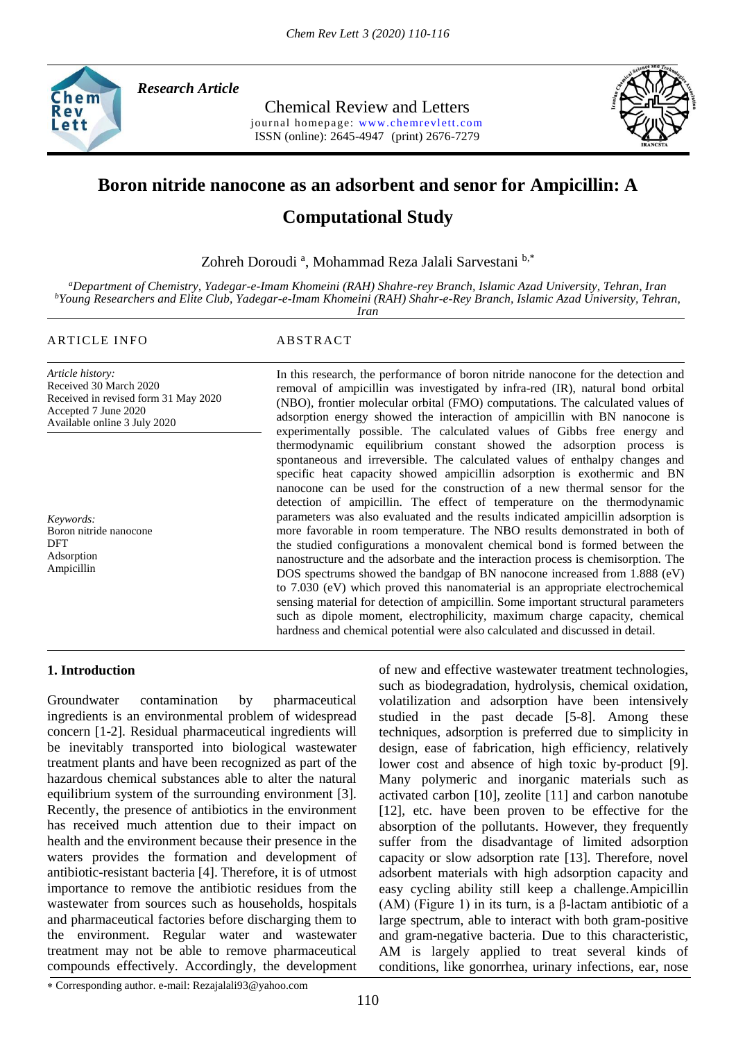*Research Article*

Chemical Review and Letters
journal homepage: www.chemrevlett.com
ISSN (online): 2645-4947 (print) 2676-7279

# Boron nitride nanocone as an adsorbent and senor for Ampicillin: A Computational Study

Zohreh Doroudi [a], Mohammad Reza Jalali Sarvestani [b,*]

[a]*Department of Chemistry, Yadegar-e-Imam Khomeini (RAH) Shahre-rey Branch, Islamic Azad University, Tehran, Iran*
[b]*Young Researchers and Elite Club, Yadegar-e-Imam Khomeini (RAH) Shahr-e-Rey Branch, Islamic Azad University, Tehran, Iran*

ARTICLE INFO

*Article history:*
Received 30 March 2020
Received in revised form 31 May 2020
Accepted 7 June 2020
Available online 3 July 2020

*Keywords:*
Boron nitride nanocone
DFT
Adsorption
Ampicillin

ABSTRACT

In this research, the performance of boron nitride nanocone for the detection and removal of ampicillin was investigated by infra-red (IR), natural bond orbital (NBO), frontier molecular orbital (FMO) computations. The calculated values of adsorption energy showed the interaction of ampicillin with BN nanocone is experimentally possible. The calculated values of Gibbs free energy and thermodynamic equilibrium constant showed the adsorption process is spontaneous and irreversible. The calculated values of enthalpy changes and specific heat capacity showed ampicillin adsorption is exothermic and BN nanocone can be used for the construction of a new thermal sensor for the detection of ampicillin. The effect of temperature on the thermodynamic parameters was also evaluated and the results indicated ampicillin adsorption is more favorable in room temperature. The NBO results demonstrated in both of the studied configurations a monovalent chemical bond is formed between the nanostructure and the adsorbate and the interaction process is chemisorption. The DOS spectrums showed the bandgap of BN nanocone increased from 1.888 (eV) to 7.030 (eV) which proved this nanomaterial is an appropriate electrochemical sensing material for detection of ampicillin. Some important structural parameters such as dipole moment, electrophilicity, maximum charge capacity, chemical hardness and chemical potential were also calculated and discussed in detail.

## 1. Introduction

Groundwater contamination by pharmaceutical ingredients is an environmental problem of widespread concern [1-2]. Residual pharmaceutical ingredients will be inevitably transported into biological wastewater treatment plants and have been recognized as part of the hazardous chemical substances able to alter the natural equilibrium system of the surrounding environment [3]. Recently, the presence of antibiotics in the environment has received much attention due to their impact on health and the environment because their presence in the waters provides the formation and development of antibiotic-resistant bacteria [4]. Therefore, it is of utmost importance to remove the antibiotic residues from the wastewater from sources such as households, hospitals and pharmaceutical factories before discharging them to the environment. Regular water and wastewater treatment may not be able to remove pharmaceutical compounds effectively. Accordingly, the development of new and effective wastewater treatment technologies, such as biodegradation, hydrolysis, chemical oxidation, volatilization and adsorption have been intensively studied in the past decade [5-8]. Among these techniques, adsorption is preferred due to simplicity in design, ease of fabrication, high efficiency, relatively lower cost and absence of high toxic by-product [9]. Many polymeric and inorganic materials such as activated carbon [10], zeolite [11] and carbon nanotube [12], etc. have been proven to be effective for the absorption of the pollutants. However, they frequently suffer from the disadvantage of limited adsorption capacity or slow adsorption rate [13]. Therefore, novel adsorbent materials with high adsorption capacity and easy cycling ability still keep a challenge.Ampicillin (AM) (Figure 1) in its turn, is a β-lactam antibiotic of a large spectrum, able to interact with both gram-positive and gram-negative bacteria. Due to this characteristic, AM is largely applied to treat several kinds of conditions, like gonorrhea, urinary infections, ear, nose

* Corresponding author. e-mail: Rezajalali93@yahoo.com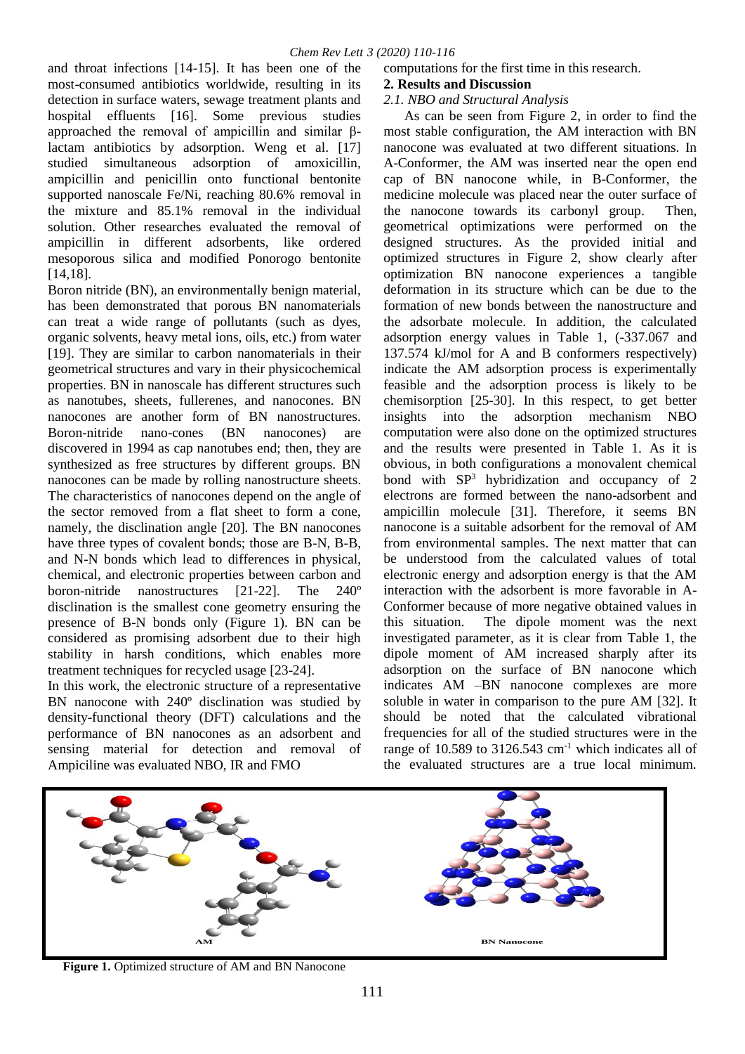and throat infections [14-15]. It has been one of the most-consumed antibiotics worldwide, resulting in its detection in surface waters, sewage treatment plants and hospital effluents [16]. Some previous studies approached the removal of ampicillin and similar β-lactam antibiotics by adsorption. Weng et al. [17] studied simultaneous adsorption of amoxicillin, ampicillin and penicillin onto functional bentonite supported nanoscale Fe/Ni, reaching 80.6% removal in the mixture and 85.1% removal in the individual solution. Other researches evaluated the removal of ampicillin in different adsorbents, like ordered mesoporous silica and modified Ponorogo bentonite [14,18].

Boron nitride (BN), an environmentally benign material, has been demonstrated that porous BN nanomaterials can treat a wide range of pollutants (such as dyes, organic solvents, heavy metal ions, oils, etc.) from water [19]. They are similar to carbon nanomaterials in their geometrical structures and vary in their physicochemical properties. BN in nanoscale has different structures such as nanotubes, sheets, fullerenes, and nanocones. BN nanocones are another form of BN nanostructures. Boron-nitride nano-cones (BN nanocones) are discovered in 1994 as cap nanotubes end; then, they are synthesized as free structures by different groups. BN nanocones can be made by rolling nanostructure sheets. The characteristics of nanocones depend on the angle of the sector removed from a flat sheet to form a cone, namely, the disclination angle [20]. The BN nanocones have three types of covalent bonds; those are B-N, B-B, and N-N bonds which lead to differences in physical, chemical, and electronic properties between carbon and boron-nitride nanostructures [21-22]. The 240º disclination is the smallest cone geometry ensuring the presence of B-N bonds only (Figure 1). BN can be considered as promising adsorbent due to their high stability in harsh conditions, which enables more treatment techniques for recycled usage [23-24].

In this work, the electronic structure of a representative BN nanocone with 240º disclination was studied by density-functional theory (DFT) calculations and the performance of BN nanocones as an adsorbent and sensing material for detection and removal of Ampiciline was evaluated NBO, IR and FMO computations for the first time in this research.

## 2. Results and Discussion

### *2.1. NBO and Structural Analysis*

As can be seen from Figure 2, in order to find the most stable configuration, the AM interaction with BN nanocone was evaluated at two different situations. In A-Conformer, the AM was inserted near the open end cap of BN nanocone while, in B-Conformer, the medicine molecule was placed near the outer surface of the nanocone towards its carbonyl group. Then, geometrical optimizations were performed on the designed structures. As the provided initial and optimized structures in Figure 2, show clearly after optimization BN nanocone experiences a tangible deformation in its structure which can be due to the formation of new bonds between the nanostructure and the adsorbate molecule. In addition, the calculated adsorption energy values in Table 1, (-337.067 and 137.574 kJ/mol for A and B conformers respectively) indicate the AM adsorption process is experimentally feasible and the adsorption process is likely to be chemisorption [25-30]. In this respect, to get better insights into the adsorption mechanism NBO computation were also done on the optimized structures and the results were presented in Table 1. As it is obvious, in both configurations a monovalent chemical bond with $SP^3$ hybridization and occupancy of 2 electrons are formed between the nano-adsorbent and ampicillin molecule [31]. Therefore, it seems BN nanocone is a suitable adsorbent for the removal of AM from environmental samples. The next matter that can be understood from the calculated values of total electronic energy and adsorption energy is that the AM interaction with the adsorbent is more favorable in A-Conformer because of more negative obtained values in this situation. The dipole moment was the next investigated parameter, as it is clear from Table 1, the dipole moment of AM increased sharply after its adsorption on the surface of BN nanocone which indicates AM –BN nanocone complexes are more soluble in water in comparison to the pure AM [32]. It should be noted that the calculated vibrational frequencies for all of the studied structures were in the range of 10.589 to 3126.543 $cm^{-1}$ which indicates all of the evaluated structures are a true local minimum.

**Figure 1.** Optimized structure of AM and BN Nanocone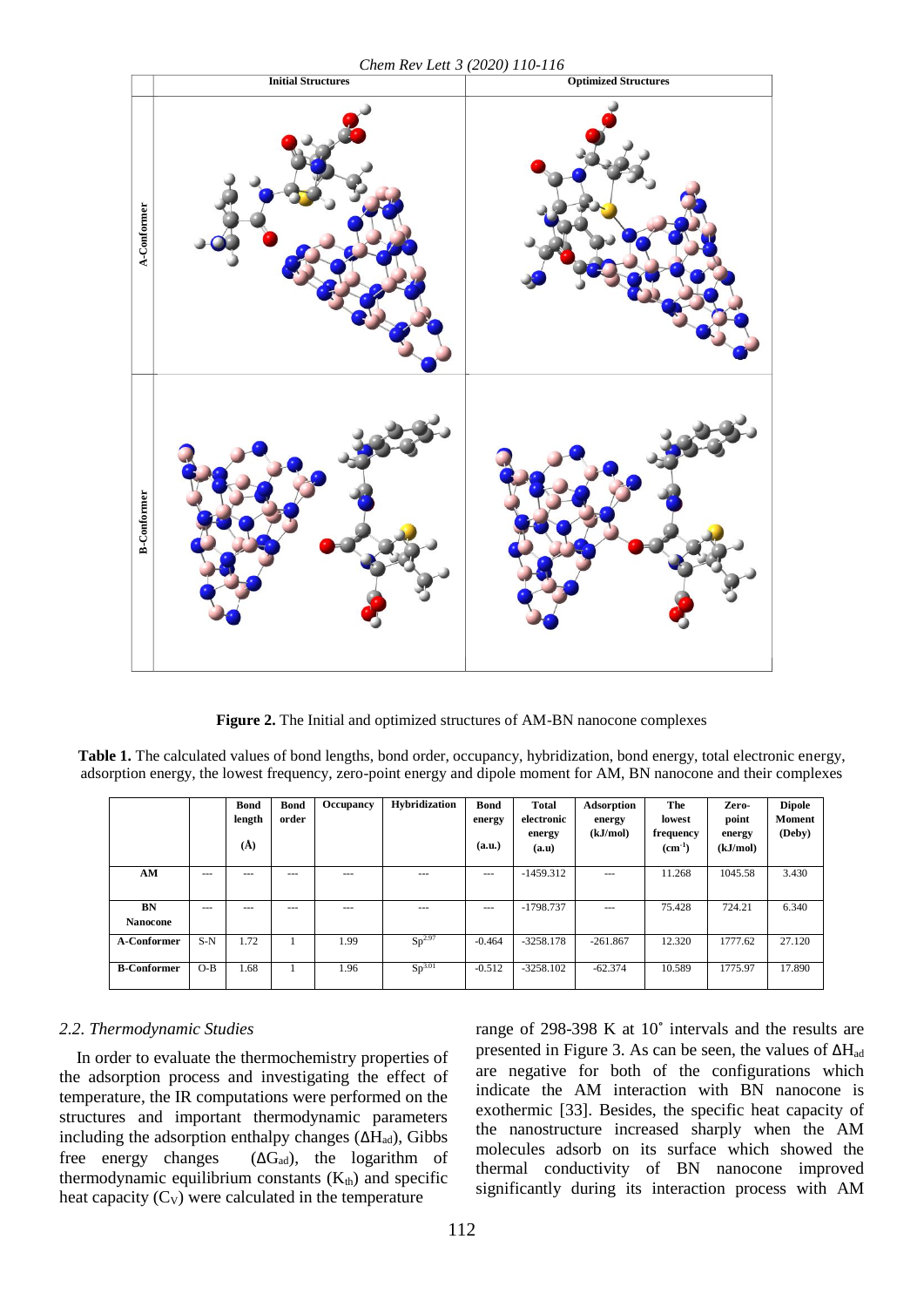**Figure 2.** The Initial and optimized structures of AM-BN nanocone complexes

**Table 1.** The calculated values of bond lengths, bond order, occupancy, hybridization, bond energy, total electronic energy, adsorption energy, the lowest frequency, zero-point energy and dipole moment for AM, BN nanocone and their complexes

| | | Bond length (Å) | Bond order | Occupancy | Hybridization | Bond energy (a.u.) | Total electronic energy (a.u) | Adsorption energy (kJ/mol) | The lowest frequency ($cm^{-1}$) | Zero-point energy (kJ/mol) | Dipole Moment (Deby) |
|---|---|---|---|---|---|---|---|---|---|---|---|
| **AM** | --- | --- | --- | --- | --- | --- | -1459.312 | --- | 11.268 | 1045.58 | 3.430 |
| **BN Nanocone** | --- | --- | --- | --- | --- | --- | -1798.737 | --- | 75.428 | 724.21 | 6.340 |
| **A-Conformer** | S-N | 1.72 | 1 | 1.99 | $Sp^{2.97}$ | -0.464 | -3258.178 | -261.867 | 12.320 | 1777.62 | 27.120 |
| **B-Conformer** | O-B | 1.68 | 1 | 1.96 | $Sp^{3.01}$ | -0.512 | -3258.102 | -62.374 | 10.589 | 1775.97 | 17.890 |

### *2.2. Thermodynamic Studies*

In order to evaluate the thermochemistry properties of the adsorption process and investigating the effect of temperature, the IR computations were performed on the structures and important thermodynamic parameters including the adsorption enthalpy changes ($\Delta H_{ad}$), Gibbs free energy changes ($\Delta G_{ad}$), the logarithm of thermodynamic equilibrium constants ($K_{th}$) and specific heat capacity ($C_V$) were calculated in the temperature range of 298-398 K at 10˚ intervals and the results are presented in Figure 3. As can be seen, the values of $\Delta H_{ad}$ are negative for both of the configurations which indicate the AM interaction with BN nanocone is exothermic [33]. Besides, the specific heat capacity of the nanostructure increased sharply when the AM molecules adsorb on its surface which showed the thermal conductivity of BN nanocone improved significantly during its interaction process with AM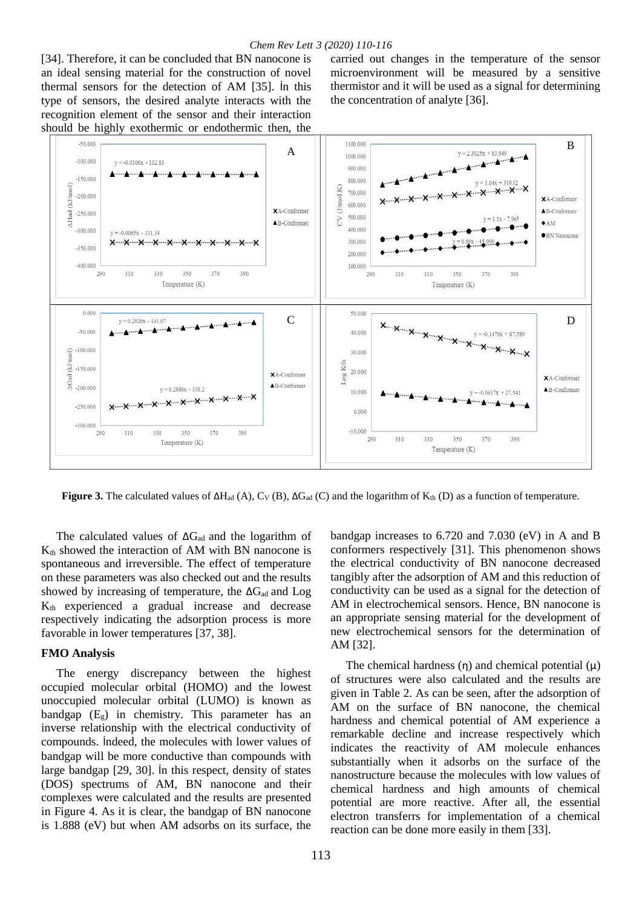[34]. Therefore, it can be concluded that BN nanocone is an ideal sensing material for the construction of novel thermal sensors for the detection of AM [35]. İn this type of sensors, the desired analyte interacts with the recognition element of the sensor and their interaction should be highly exothermic or endothermic then, the carried out changes in the temperature of the sensor microenvironment will be measured by a sensitive thermistor and it will be used as a signal for determining the concentration of analyte [36].

**Figure 3.** The calculated values of $\Delta H_{ad}$ (A), $C_V$ (B), $\Delta G_{ad}$ (C) and the logarithm of $K_{th}$ (D) as a function of temperature.

The calculated values of $\Delta G_{ad}$ and the logarithm of $K_{th}$ showed the interaction of AM with BN nanocone is spontaneous and irreversible. The effect of temperature on these parameters was also checked out and the results showed by increasing of temperature, the $\Delta G_{ad}$ and Log $K_{th}$ experienced a gradual increase and decrease respectively indicating the adsorption process is more favorable in lower temperatures [37, 38].

### FMO Analysis

The energy discrepancy between the highest occupied molecular orbital (HOMO) and the lowest unoccupied molecular orbital (LUMO) is known as bandgap ($E_g$) in chemistry. This parameter has an inverse relationship with the electrical conductivity of compounds. İndeed, the molecules with lower values of bandgap will be more conductive than compounds with large bandgap [29, 30]. İn this respect, density of states (DOS) spectrums of AM, BN nanocone and their complexes were calculated and the results are presented in Figure 4. As it is clear, the bandgap of BN nanocone is 1.888 (eV) but when AM adsorbs on its surface, the bandgap increases to 6.720 and 7.030 (eV) in A and B conformers respectively [31]. This phenomenon shows the electrical conductivity of BN nanocone decreased tangibly after the adsorption of AM and this reduction of conductivity can be used as a signal for the detection of AM in electrochemical sensors. Hence, BN nanocone is an appropriate sensing material for the development of new electrochemical sensors for the determination of AM [32].

The chemical hardness (η) and chemical potential (μ) of structures were also calculated and the results are given in Table 2. As can be seen, after the adsorption of AM on the surface of BN nanocone, the chemical hardness and chemical potential of AM experience a remarkable decline and increase respectively which indicates the reactivity of AM molecule enhances substantially when it adsorbs on the surface of the nanostructure because the molecules with low values of chemical hardness and high amounts of chemical potential are more reactive. After all, the essential electron transferrs for implementation of a chemical reaction can be done more easily in them [33].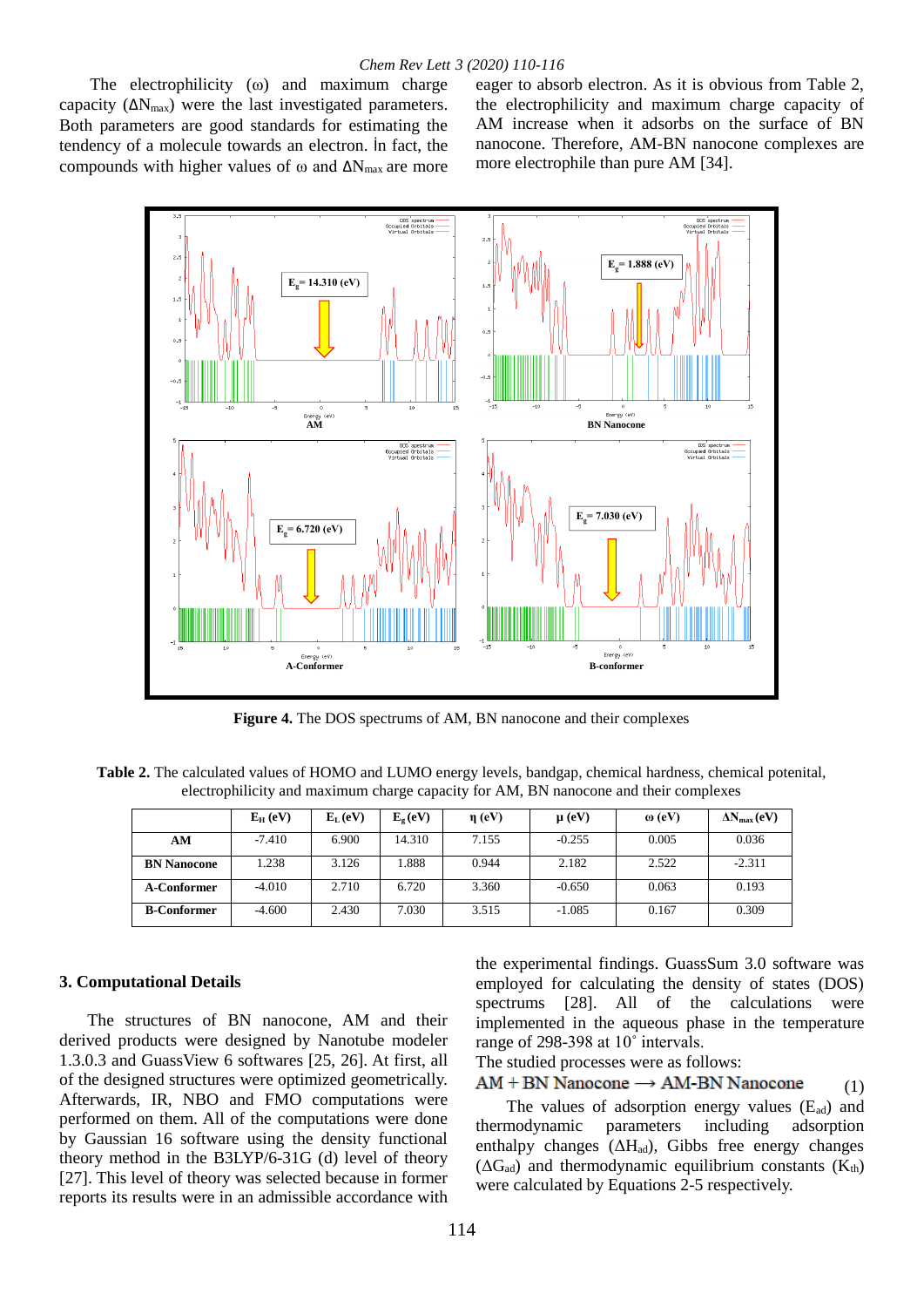The electrophilicity (ω) and maximum charge capacity ($\Delta N_{max}$) were the last investigated parameters. Both parameters are good standards for estimating the tendency of a molecule towards an electron. In fact, the compounds with higher values of ω and $\Delta N_{max}$ are more eager to absorb electron. As it is obvious from Table 2, the electrophilicity and maximum charge capacity of AM increase when it adsorbs on the surface of BN nanocone. Therefore, AM-BN nanocone complexes are more electrophile than pure AM [34].

**Figure 4.** The DOS spectrums of AM, BN nanocone and their complexes

**Table 2.** The calculated values of HOMO and LUMO energy levels, bandgap, chemical hardness, chemical potenital, electrophilicity and maximum charge capacity for AM, BN nanocone and their complexes

| | $E_H$ (eV) | $E_L$ (eV) | $E_g$ (eV) | η (eV) | μ (eV) | ω (eV) | $\Delta N_{max}$ (eV) |
|---|---|---|---|---|---|---|---|
| **AM** | -7.410 | 6.900 | 14.310 | 7.155 | -0.255 | 0.005 | 0.036 |
| **BN Nanocone** | 1.238 | 3.126 | 1.888 | 0.944 | 2.182 | 2.522 | -2.311 |
| **A-Conformer** | -4.010 | 2.710 | 6.720 | 3.360 | -0.650 | 0.063 | 0.193 |
| **B-Conformer** | -4.600 | 2.430 | 7.030 | 3.515 | -1.085 | 0.167 | 0.309 |

## 3. Computational Details

The structures of BN nanocone, AM and their derived products were designed by Nanotube modeler 1.3.0.3 and GuassView 6 softwares [25, 26]. At first, all of the designed structures were optimized geometrically. Afterwards, IR, NBO and FMO computations were performed on them. All of the computations were done by Gaussian 16 software using the density functional theory method in the B3LYP/6-31G (d) level of theory [27]. This level of theory was selected because in former reports its results were in an admissible accordance with the experimental findings. GuassSum 3.0 software was employed for calculating the density of states (DOS) spectrums [28]. All of the calculations were implemented in the aqueous phase in the temperature range of 298-398 at 10° intervals.

The studied processes were as follows:

$$\text{AM} + \text{BN Nanocone} \longrightarrow \text{AM-BN Nanocone} \quad (1)$$

The values of adsorption energy values ($E_{ad}$) and thermodynamic parameters including adsorption enthalpy changes ($\Delta H_{ad}$), Gibbs free energy changes ($\Delta G_{ad}$) and thermodynamic equilibrium constants ($K_{th}$) were calculated by Equations 2-5 respectively.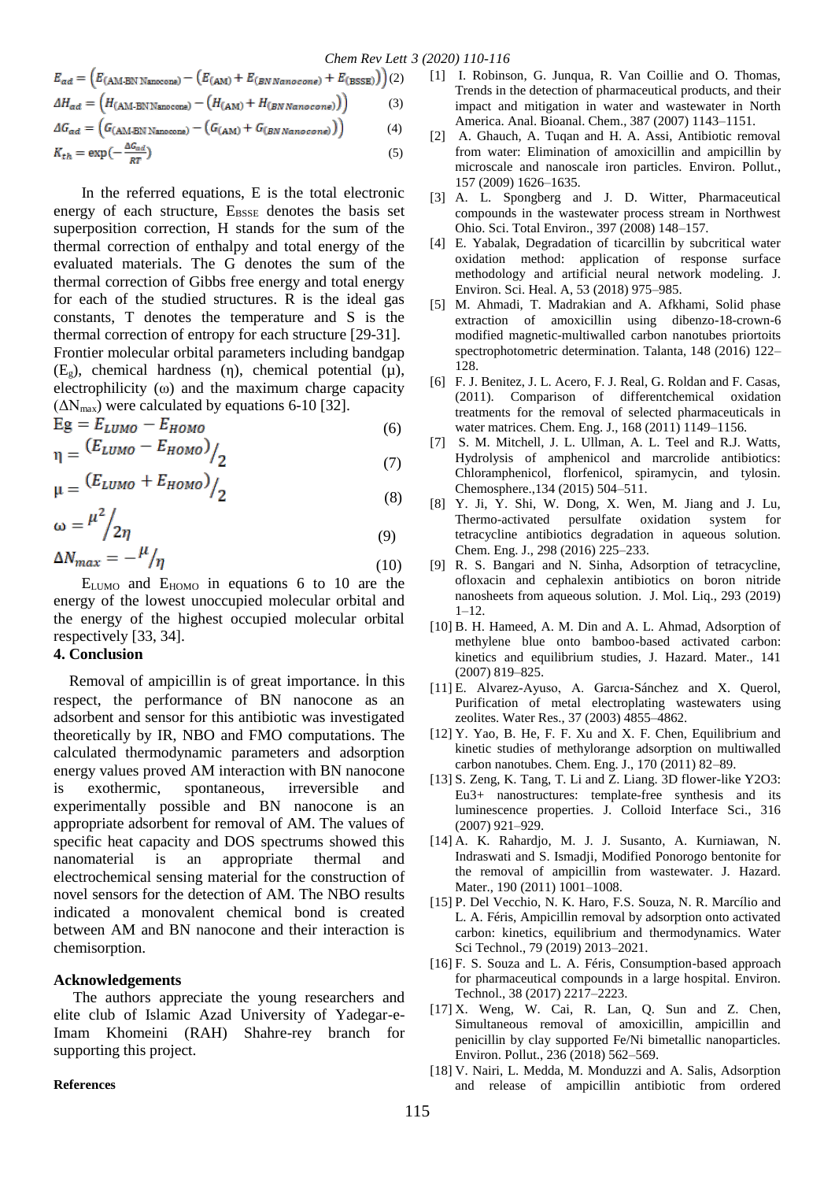$$E_{ad} = \left(E_{(\text{AM-BN Nanocone})} - \left(E_{(\text{AM})} + E_{(BN\,Nanocone)} + E_{(\text{BSSE})}\right)\right) \quad (2)$$

$$\Delta H_{ad} = \left(H_{(\text{AM-BN Nanocone})} - \left(H_{(\text{AM})} + H_{(BN\,Nanocone)}\right)\right) \quad (3)$$

$$\Delta G_{ad} = \left(G_{(\text{AM-BN Nanocone})} - \left(G_{(\text{AM})} + G_{(BN\,Nanocone)}\right)\right) \quad (4)$$

$$K_{th} = \exp(-\frac{\Delta G_{ad}}{RT}) \quad (5)$$

In the referred equations, E is the total electronic energy of each structure, $E_{BSSE}$ denotes the basis set superposition correction, H stands for the sum of the thermal correction of enthalpy and total energy of the evaluated materials. The G denotes the sum of the thermal correction of Gibbs free energy and total energy for each of the studied structures. R is the ideal gas constants, T denotes the temperature and S is the thermal correction of entropy for each structure [29-31]. Frontier molecular orbital parameters including bandgap ($E_g$), chemical hardness (η), chemical potential (μ), electrophilicity (ω) and the maximum charge capacity ($\Delta N_{max}$) were calculated by equations 6-10 [32].

$$Eg = E_{LUMO} - E_{HOMO} \quad (6)$$

$$\eta = {(E_{LUMO} - E_{HOMO})}/{2} \quad (7)$$

$$\mu = {(E_{LUMO} + E_{HOMO})}/{2} \quad (8)$$

$$\omega = {\mu^2}/{2\eta} \quad (9)$$

$$\Delta N_{max} = -{\mu}/{\eta} \quad (10)$$

$E_{LUMO}$ and $E_{HOMO}$ in equations 6 to 10 are the energy of the lowest unoccupied molecular orbital and the energy of the highest occupied molecular orbital respectively [33, 34].

## 4. Conclusion

Removal of ampicillin is of great importance. İn this respect, the performance of BN nanocone as an adsorbent and sensor for this antibiotic was investigated theoretically by IR, NBO and FMO computations. The calculated thermodynamic parameters and adsorption energy values proved AM interaction with BN nanocone is exothermic, spontaneous, irreversible and experimentally possible and BN nanocone is an appropriate adsorbent for removal of AM. The values of specific heat capacity and DOS spectrums showed this nanomaterial is an appropriate thermal and electrochemical sensing material for the construction of novel sensors for the detection of AM. The NBO results indicated a monovalent chemical bond is created between AM and BN nanocone and their interaction is chemisorption.

## Acknowledgements

The authors appreciate the young researchers and elite club of Islamic Azad University of Yadegar-e-Imam Khomeini (RAH) Shahre-rey branch for supporting this project.

## References

[1] I. Robinson, G. Junqua, R. Van Coillie and O. Thomas, Trends in the detection of pharmaceutical products, and their impact and mitigation in water and wastewater in North America. Anal. Bioanal. Chem., 387 (2007) 1143–1151.

[2] A. Ghauch, A. Tuqan and H. A. Assi, Antibiotic removal from water: Elimination of amoxicillin and ampicillin by microscale and nanoscale iron particles. Environ. Pollut., 157 (2009) 1626–1635.

[3] A. L. Spongberg and J. D. Witter, Pharmaceutical compounds in the wastewater process stream in Northwest Ohio. Sci. Total Environ., 397 (2008) 148–157.

[4] E. Yabalak, Degradation of ticarcillin by subcritical water oxidation method: application of response surface methodology and artificial neural network modeling. J. Environ. Sci. Heal. A, 53 (2018) 975–985.

[5] M. Ahmadi, T. Madrakian and A. Afkhami, Solid phase extraction of amoxicillin using dibenzo-18-crown-6 modified magnetic-multiwalled carbon nanotubes priortoits spectrophotometric determination. Talanta, 148 (2016) 122–128.

[6] F. J. Benitez, J. L. Acero, F. J. Real, G. Roldan and F. Casas, (2011). Comparison of differentchemical oxidation treatments for the removal of selected pharmaceuticals in water matrices. Chem. Eng. J., 168 (2011) 1149–1156.

[7] S. M. Mitchell, J. L. Ullman, A. L. Teel and R.J. Watts, Hydrolysis of amphenicol and marcrolide antibiotics: Chloramphenicol, florfenicol, spiramycin, and tylosin. Chemosphere.,134 (2015) 504–511.

[8] Y. Ji, Y. Shi, W. Dong, X. Wen, M. Jiang and J. Lu, Thermo-activated persulfate oxidation system for tetracycline antibiotics degradation in aqueous solution. Chem. Eng. J., 298 (2016) 225–233.

[9] R. S. Bangari and N. Sinha, Adsorption of tetracycline, ofloxacin and cephalexin antibiotics on boron nitride nanosheets from aqueous solution. J. Mol. Liq., 293 (2019) 1–12.

[10] B. H. Hameed, A. M. Din and A. L. Ahmad, Adsorption of methylene blue onto bamboo-based activated carbon: kinetics and equilibrium studies, J. Hazard. Mater., 141 (2007) 819–825.

[11] E. Alvarez-Ayuso, A. Garcıa-Sánchez and X. Querol, Purification of metal electroplating wastewaters using zeolites. Water Res., 37 (2003) 4855–4862.

[12] Y. Yao, B. He, F. F. Xu and X. F. Chen, Equilibrium and kinetic studies of methylorange adsorption on multiwalled carbon nanotubes. Chem. Eng. J., 170 (2011) 82–89.

[13] S. Zeng, K. Tang, T. Li and Z. Liang. 3D flower-like Y2O3: Eu3+ nanostructures: template-free synthesis and its luminescence properties. J. Colloid Interface Sci., 316 (2007) 921–929.

[14] A. K. Rahardjo, M. J. J. Susanto, A. Kurniawan, N. Indraswati and S. Ismadji, Modified Ponorogo bentonite for the removal of ampicillin from wastewater. J. Hazard. Mater., 190 (2011) 1001–1008.

[15] P. Del Vecchio, N. K. Haro, F.S. Souza, N. R. Marcílio and L. A. Féris, Ampicillin removal by adsorption onto activated carbon: kinetics, equilibrium and thermodynamics. Water Sci Technol., 79 (2019) 2013–2021.

[16] F. S. Souza and L. A. Féris, Consumption-based approach for pharmaceutical compounds in a large hospital. Environ. Technol., 38 (2017) 2217–2223.

[17] X. Weng, W. Cai, R. Lan, Q. Sun and Z. Chen, Simultaneous removal of amoxicillin, ampicillin and penicillin by clay supported Fe/Ni bimetallic nanoparticles. Environ. Pollut., 236 (2018) 562–569.

[18] V. Nairi, L. Medda, M. Monduzzi and A. Salis, Adsorption and release of ampicillin antibiotic from ordered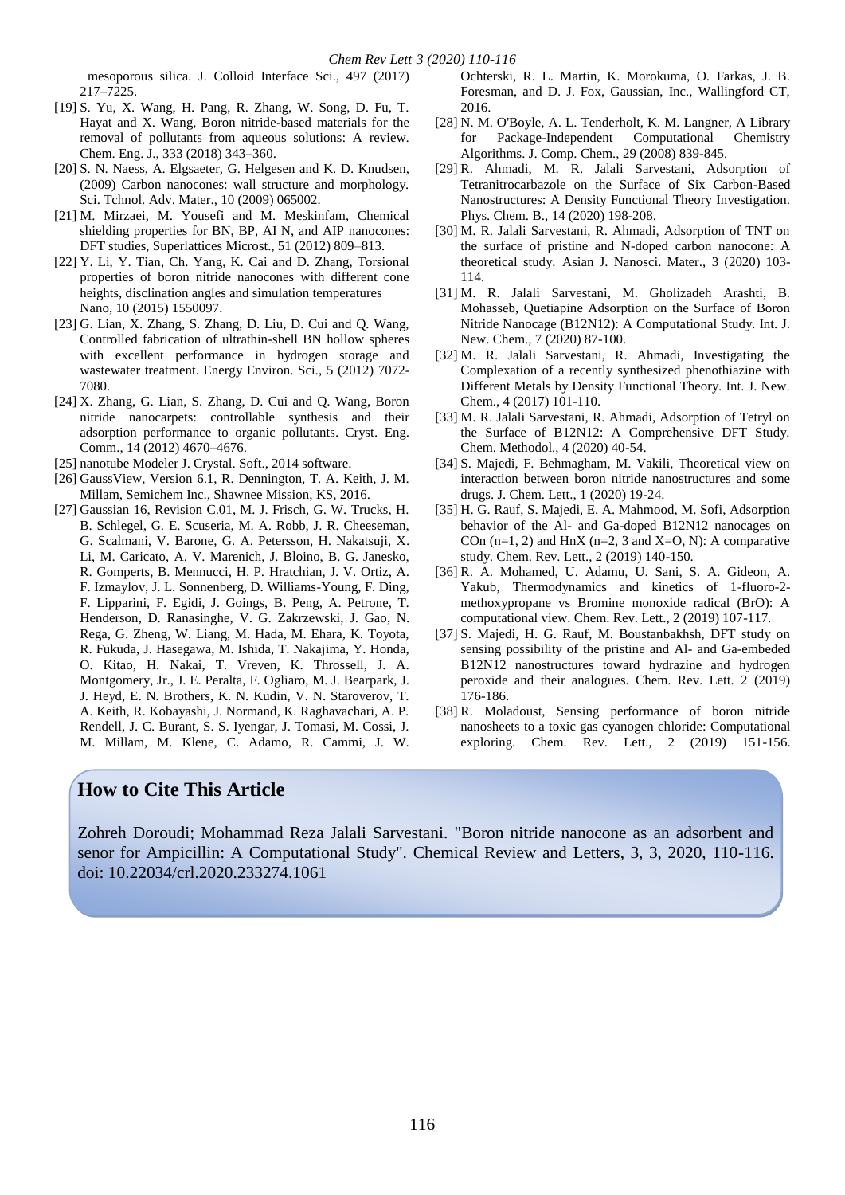mesoporous silica. J. Colloid Interface Sci., 497 (2017) 217–7225.

[19] S. Yu, X. Wang, H. Pang, R. Zhang, W. Song, D. Fu, T. Hayat and X. Wang, Boron nitride-based materials for the removal of pollutants from aqueous solutions: A review. Chem. Eng. J., 333 (2018) 343–360.

[20] S. N. Naess, A. Elgsaeter, G. Helgesen and K. D. Knudsen, (2009) Carbon nanocones: wall structure and morphology. Sci. Tchnol. Adv. Mater., 10 (2009) 065002.

[21] M. Mirzaei, M. Yousefi and M. Meskinfam, Chemical shielding properties for BN, BP, AI N, and AIP nanocones: DFT studies, Superlattices Microst., 51 (2012) 809–813.

[22] Y. Li, Y. Tian, Ch. Yang, K. Cai and D. Zhang, Torsional properties of boron nitride nanocones with different cone heights, disclination angles and simulation temperatures Nano, 10 (2015) 1550097.

[23] G. Lian, X. Zhang, S. Zhang, D. Liu, D. Cui and Q. Wang, Controlled fabrication of ultrathin-shell BN hollow spheres with excellent performance in hydrogen storage and wastewater treatment. Energy Environ. Sci., 5 (2012) 7072-7080.

[24] X. Zhang, G. Lian, S. Zhang, D. Cui and Q. Wang, Boron nitride nanocarpets: controllable synthesis and their adsorption performance to organic pollutants. Cryst. Eng. Comm., 14 (2012) 4670–4676.

[25] nanotube Modeler J. Crystal. Soft., 2014 software.

[26] GaussView, Version 6.1, R. Dennington, T. A. Keith, J. M. Millam, Semichem Inc., Shawnee Mission, KS, 2016.

[27] Gaussian 16, Revision C.01, M. J. Frisch, G. W. Trucks, H. B. Schlegel, G. E. Scuseria, M. A. Robb, J. R. Cheeseman, G. Scalmani, V. Barone, G. A. Petersson, H. Nakatsuji, X. Li, M. Caricato, A. V. Marenich, J. Bloino, B. G. Janesko, R. Gomperts, B. Mennucci, H. P. Hratchian, J. V. Ortiz, A. F. Izmaylov, J. L. Sonnenberg, D. Williams-Young, F. Ding, F. Lipparini, F. Egidi, J. Goings, B. Peng, A. Petrone, T. Henderson, D. Ranasinghe, V. G. Zakrzewski, J. Gao, N. Rega, G. Zheng, W. Liang, M. Hada, M. Ehara, K. Toyota, R. Fukuda, J. Hasegawa, M. Ishida, T. Nakajima, Y. Honda, O. Kitao, H. Nakai, T. Vreven, K. Throssell, J. A. Montgomery, Jr., J. E. Peralta, F. Ogliaro, M. J. Bearpark, J. J. Heyd, E. N. Brothers, K. N. Kudin, V. N. Staroverov, T. A. Keith, R. Kobayashi, J. Normand, K. Raghavachari, A. P. Rendell, J. C. Burant, S. S. Iyengar, J. Tomasi, M. Cossi, J. M. Millam, M. Klene, C. Adamo, R. Cammi, J. W. Ochterski, R. L. Martin, K. Morokuma, O. Farkas, J. B. Foresman, and D. J. Fox, Gaussian, Inc., Wallingford CT, 2016.

[28] N. M. O'Boyle, A. L. Tenderholt, K. M. Langner, A Library for Package-Independent Computational Chemistry Algorithms. J. Comp. Chem., 29 (2008) 839-845.

[29] R. Ahmadi, M. R. Jalali Sarvestani, Adsorption of Tetranitrocarbazole on the Surface of Six Carbon-Based Nanostructures: A Density Functional Theory Investigation. Phys. Chem. B., 14 (2020) 198-208.

[30] M. R. Jalali Sarvestani, R. Ahmadi, Adsorption of TNT on the surface of pristine and N-doped carbon nanocone: A theoretical study. Asian J. Nanosci. Mater., 3 (2020) 103-114.

[31] M. R. Jalali Sarvestani, M. Gholizadeh Arashti, B. Mohasseb, Quetiapine Adsorption on the Surface of Boron Nitride Nanocage (B12N12): A Computational Study. Int. J. New. Chem., 7 (2020) 87-100.

[32] M. R. Jalali Sarvestani, R. Ahmadi, Investigating the Complexation of a recently synthesized phenothiazine with Different Metals by Density Functional Theory. Int. J. New. Chem., 4 (2017) 101-110.

[33] M. R. Jalali Sarvestani, R. Ahmadi, Adsorption of Tetryl on the Surface of B12N12: A Comprehensive DFT Study. Chem. Methodol., 4 (2020) 40-54.

[34] S. Majedi, F. Behmagham, M. Vakili, Theoretical view on interaction between boron nitride nanostructures and some drugs. J. Chem. Lett., 1 (2020) 19-24.

[35] H. G. Rauf, S. Majedi, E. A. Mahmood, M. Sofi, Adsorption behavior of the Al- and Ga-doped B12N12 nanocages on COn (n=1, 2) and HnX (n=2, 3 and X=O, N): A comparative study. Chem. Rev. Lett., 2 (2019) 140-150.

[36] R. A. Mohamed, U. Adamu, U. Sani, S. A. Gideon, A. Yakub, Thermodynamics and kinetics of 1-fluoro-2-methoxypropane vs Bromine monoxide radical (BrO): A computational view. Chem. Rev. Lett., 2 (2019) 107-117.

[37] S. Majedi, H. G. Rauf, M. Boustanbakhsh, DFT study on sensing possibility of the pristine and Al- and Ga-embeded B12N12 nanostructures toward hydrazine and hydrogen peroxide and their analogues. Chem. Rev. Lett. 2 (2019) 176-186.

[38] R. Moladoust, Sensing performance of boron nitride nanosheets to a toxic gas cyanogen chloride: Computational exploring. Chem. Rev. Lett., 2 (2019) 151-156.

## How to Cite This Article

Zohreh Doroudi; Mohammad Reza Jalali Sarvestani. "Boron nitride nanocone as an adsorbent and senor for Ampicillin: A Computational Study". Chemical Review and Letters, 3, 3, 2020, 110-116. doi: 10.22034/crl.2020.233274.1061